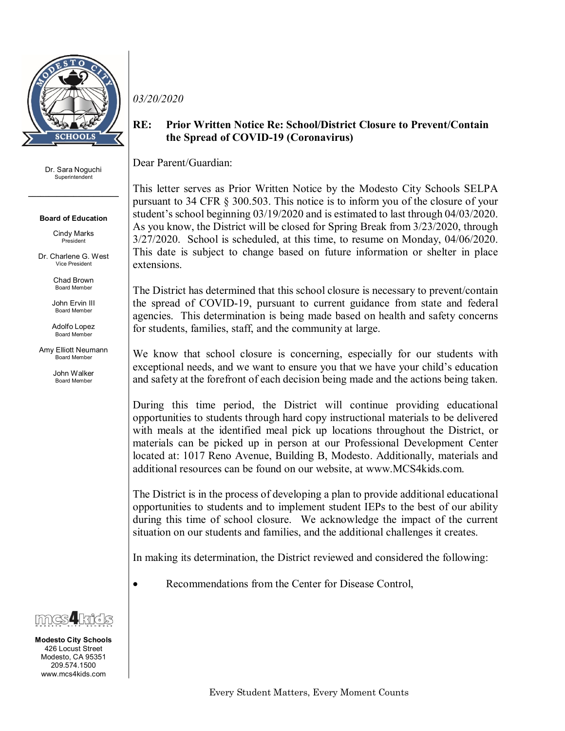Dr. Sara Noguchi
Superintendent

**Board of Education**

Cindy Marks
President

Dr. Charlene G. West
Vice President

Chad Brown
Board Member

John Ervin III
Board Member

Adolfo Lopez
Board Member

Amy Elliott Neumann
Board Member

John Walker
Board Member

**Modesto City Schools**
426 Locust Street
Modesto, CA 95351
209.574.1500
www.mcs4kids.com

*03/20/2020*

**RE: Prior Written Notice Re: School/District Closure to Prevent/Contain the Spread of COVID-19 (Coronavirus)**

Dear Parent/Guardian:

This letter serves as Prior Written Notice by the Modesto City Schools SELPA pursuant to 34 CFR § 300.503. This notice is to inform you of the closure of your student's school beginning 03/19/2020 and is estimated to last through 04/03/2020. As you know, the District will be closed for Spring Break from 3/23/2020, through 3/27/2020. School is scheduled, at this time, to resume on Monday, 04/06/2020. This date is subject to change based on future information or shelter in place extensions.

The District has determined that this school closure is necessary to prevent/contain the spread of COVID-19, pursuant to current guidance from state and federal agencies. This determination is being made based on health and safety concerns for students, families, staff, and the community at large.

We know that school closure is concerning, especially for our students with exceptional needs, and we want to ensure you that we have your child's education and safety at the forefront of each decision being made and the actions being taken.

During this time period, the District will continue providing educational opportunities to students through hard copy instructional materials to be delivered with meals at the identified meal pick up locations throughout the District, or materials can be picked up in person at our Professional Development Center located at: 1017 Reno Avenue, Building B, Modesto. Additionally, materials and additional resources can be found on our website, at www.MCS4kids.com.

The District is in the process of developing a plan to provide additional educational opportunities to students and to implement student IEPs to the best of our ability during this time of school closure. We acknowledge the impact of the current situation on our students and families, and the additional challenges it creates.

In making its determination, the District reviewed and considered the following:

- Recommendations from the Center for Disease Control,

Every Student Matters, Every Moment Counts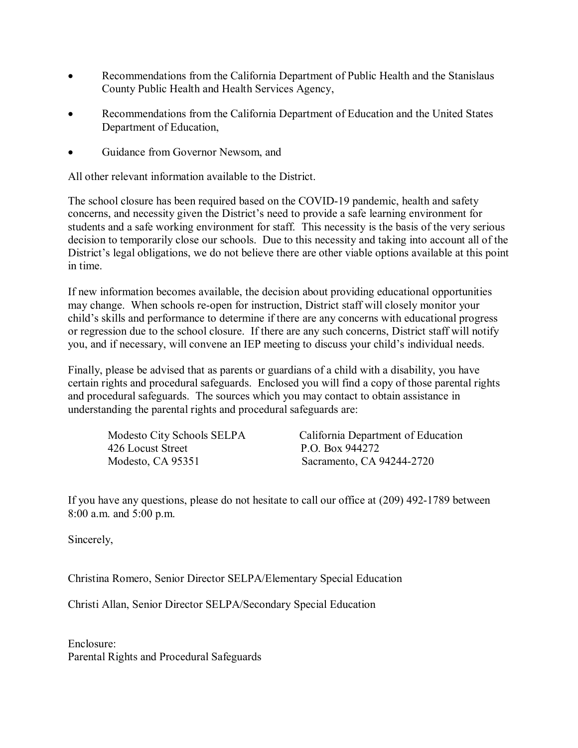- Recommendations from the California Department of Public Health and the Stanislaus County Public Health and Health Services Agency,
- Recommendations from the California Department of Education and the United States Department of Education,
- Guidance from Governor Newsom, and

All other relevant information available to the District.

The school closure has been required based on the COVID-19 pandemic, health and safety concerns, and necessity given the District's need to provide a safe learning environment for students and a safe working environment for staff. This necessity is the basis of the very serious decision to temporarily close our schools. Due to this necessity and taking into account all of the District's legal obligations, we do not believe there are other viable options available at this point in time.

If new information becomes available, the decision about providing educational opportunities may change. When schools re-open for instruction, District staff will closely monitor your child's skills and performance to determine if there are any concerns with educational progress or regression due to the school closure. If there are any such concerns, District staff will notify you, and if necessary, will convene an IEP meeting to discuss your child's individual needs.

Finally, please be advised that as parents or guardians of a child with a disability, you have certain rights and procedural safeguards. Enclosed you will find a copy of those parental rights and procedural safeguards. The sources which you may contact to obtain assistance in understanding the parental rights and procedural safeguards are:

Modesto City Schools SELPA
426 Locust Street
Modesto, CA 95351

California Department of Education
P.O. Box 944272
Sacramento, CA 94244-2720

If you have any questions, please do not hesitate to call our office at (209) 492-1789 between 8:00 a.m. and 5:00 p.m.

Sincerely,

Christina Romero, Senior Director SELPA/Elementary Special Education

Christi Allan, Senior Director SELPA/Secondary Special Education

Enclosure:
Parental Rights and Procedural Safeguards